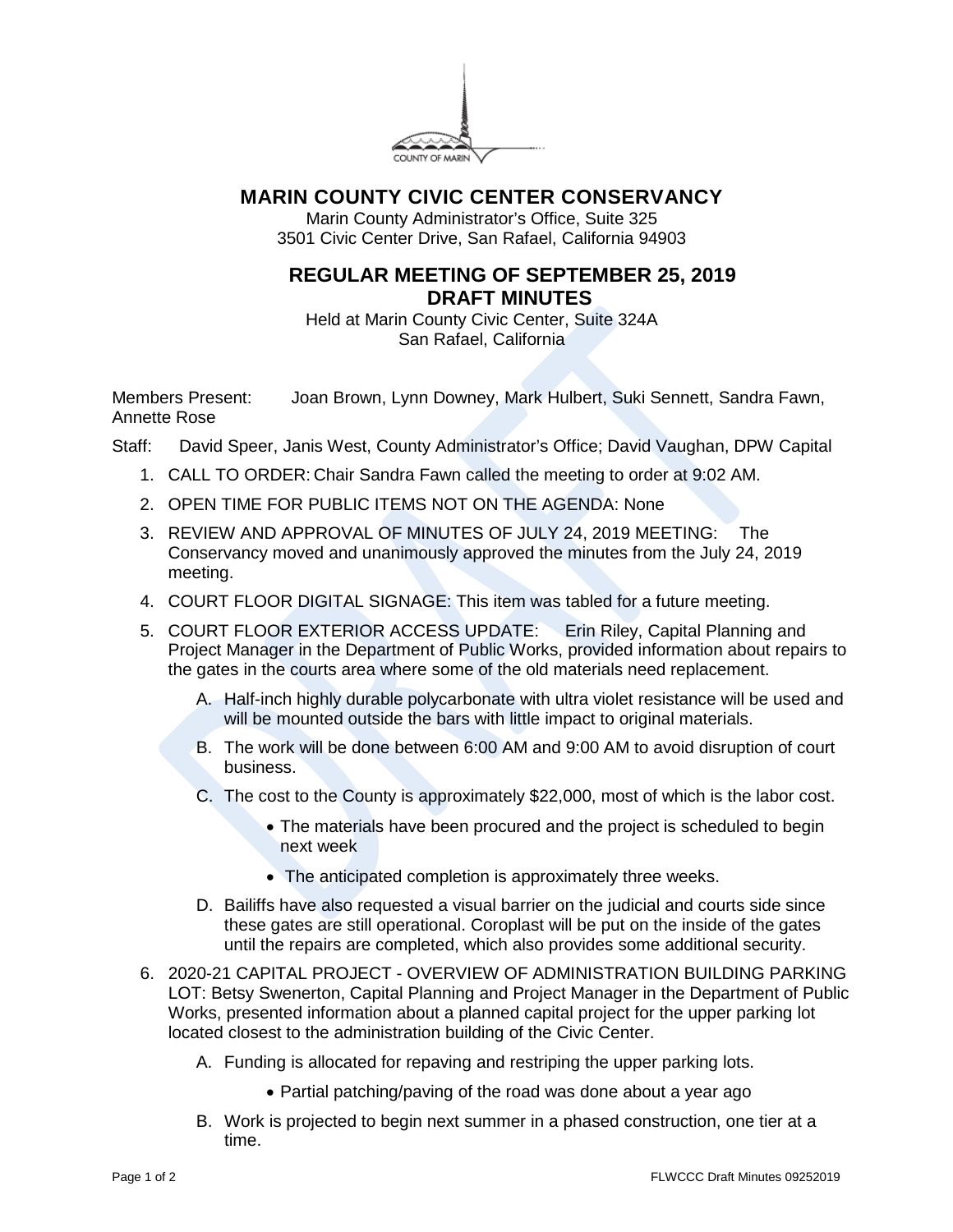# MARIN COUNTY CIVIC CENTER CONSERVANCY

Marin County Administrator's Office, Suite 325
3501 Civic Center Drive, San Rafael, California 94903

## REGULAR MEETING OF SEPTEMBER 25, 2019
## DRAFT MINUTES

Held at Marin County Civic Center, Suite 324A
San Rafael, California

Members Present: Joan Brown, Lynn Downey, Mark Hulbert, Suki Sennett, Sandra Fawn, Annette Rose

Staff: David Speer, Janis West, County Administrator's Office; David Vaughan, DPW Capital

1. CALL TO ORDER: Chair Sandra Fawn called the meeting to order at 9:02 AM.
2. OPEN TIME FOR PUBLIC ITEMS NOT ON THE AGENDA: None
3. REVIEW AND APPROVAL OF MINUTES OF JULY 24, 2019 MEETING: The Conservancy moved and unanimously approved the minutes from the July 24, 2019 meeting.
4. COURT FLOOR DIGITAL SIGNAGE: This item was tabled for a future meeting.
5. COURT FLOOR EXTERIOR ACCESS UPDATE: Erin Riley, Capital Planning and Project Manager in the Department of Public Works, provided information about repairs to the gates in the courts area where some of the old materials need replacement.
   A. Half-inch highly durable polycarbonate with ultra violet resistance will be used and will be mounted outside the bars with little impact to original materials.
   B. The work will be done between 6:00 AM and 9:00 AM to avoid disruption of court business.
   C. The cost to the County is approximately $22,000, most of which is the labor cost.
      - The materials have been procured and the project is scheduled to begin next week
      - The anticipated completion is approximately three weeks.
   D. Bailiffs have also requested a visual barrier on the judicial and courts side since these gates are still operational. Coroplast will be put on the inside of the gates until the repairs are completed, which also provides some additional security.
6. 2020-21 CAPITAL PROJECT - OVERVIEW OF ADMINISTRATION BUILDING PARKING LOT: Betsy Swenerton, Capital Planning and Project Manager in the Department of Public Works, presented information about a planned capital project for the upper parking lot located closest to the administration building of the Civic Center.
   A. Funding is allocated for repaving and restriping the upper parking lots.
      - Partial patching/paving of the road was done about a year ago
   B. Work is projected to begin next summer in a phased construction, one tier at a time.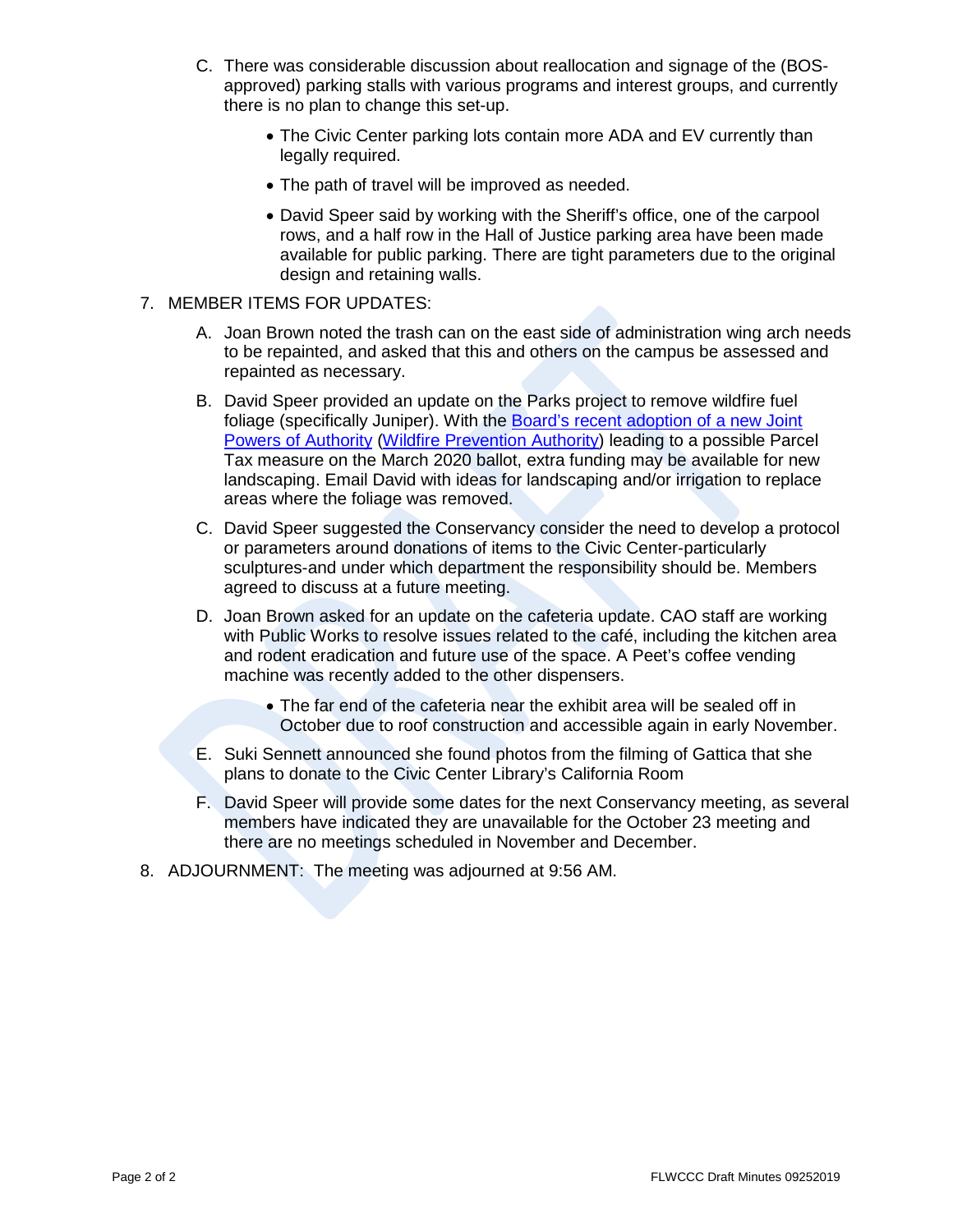C. There was considerable discussion about reallocation and signage of the (BOS-approved) parking stalls with various programs and interest groups, and currently there is no plan to change this set-up.

  - The Civic Center parking lots contain more ADA and EV currently than legally required.
  - The path of travel will be improved as needed.
  - David Speer said by working with the Sheriff's office, one of the carpool rows, and a half row in the Hall of Justice parking area have been made available for public parking. There are tight parameters due to the original design and retaining walls.

7. MEMBER ITEMS FOR UPDATES:

   A. Joan Brown noted the trash can on the east side of administration wing arch needs to be repainted, and asked that this and others on the campus be assessed and repainted as necessary.

   B. David Speer provided an update on the Parks project to remove wildfire fuel foliage (specifically Juniper). With the Board's recent adoption of a new Joint Powers of Authority (Wildfire Prevention Authority) leading to a possible Parcel Tax measure on the March 2020 ballot, extra funding may be available for new landscaping. Email David with ideas for landscaping and/or irrigation to replace areas where the foliage was removed.

   C. David Speer suggested the Conservancy consider the need to develop a protocol or parameters around donations of items to the Civic Center-particularly sculptures-and under which department the responsibility should be. Members agreed to discuss at a future meeting.

   D. Joan Brown asked for an update on the cafeteria update. CAO staff are working with Public Works to resolve issues related to the café, including the kitchen area and rodent eradication and future use of the space. A Peet's coffee vending machine was recently added to the other dispensers.

      - The far end of the cafeteria near the exhibit area will be sealed off in October due to roof construction and accessible again in early November.

   E. Suki Sennett announced she found photos from the filming of Gattica that she plans to donate to the Civic Center Library's California Room

   F. David Speer will provide some dates for the next Conservancy meeting, as several members have indicated they are unavailable for the October 23 meeting and there are no meetings scheduled in November and December.

8. ADJOURNMENT: The meeting was adjourned at 9:56 AM.